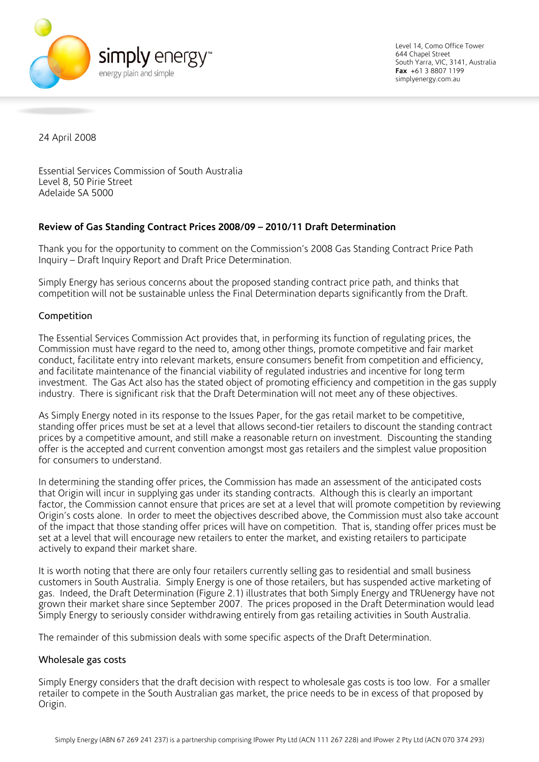simply energy™
energy plain and simple

Level 14, Como Office Tower
644 Chapel Street
South Yarra, VIC, 3141, Australia
**Fax** +61 3 8807 1199
simplyenergy.com.au

24 April 2008

Essential Services Commission of South Australia
Level 8, 50 Pirie Street
Adelaide SA 5000

**Review of Gas Standing Contract Prices 2008/09 – 2010/11 Draft Determination**

Thank you for the opportunity to comment on the Commission's 2008 Gas Standing Contract Price Path Inquiry – Draft Inquiry Report and Draft Price Determination.

Simply Energy has serious concerns about the proposed standing contract price path, and thinks that competition will not be sustainable unless the Final Determination departs significantly from the Draft.

## Competition

The Essential Services Commission Act provides that, in performing its function of regulating prices, the Commission must have regard to the need to, among other things, promote competitive and fair market conduct, facilitate entry into relevant markets, ensure consumers benefit from competition and efficiency, and facilitate maintenance of the financial viability of regulated industries and incentive for long term investment. The Gas Act also has the stated object of promoting efficiency and competition in the gas supply industry. There is significant risk that the Draft Determination will not meet any of these objectives.

As Simply Energy noted in its response to the Issues Paper, for the gas retail market to be competitive, standing offer prices must be set at a level that allows second-tier retailers to discount the standing contract prices by a competitive amount, and still make a reasonable return on investment. Discounting the standing offer is the accepted and current convention amongst most gas retailers and the simplest value proposition for consumers to understand.

In determining the standing offer prices, the Commission has made an assessment of the anticipated costs that Origin will incur in supplying gas under its standing contracts. Although this is clearly an important factor, the Commission cannot ensure that prices are set at a level that will promote competition by reviewing Origin's costs alone. In order to meet the objectives described above, the Commission must also take account of the impact that those standing offer prices will have on competition. That is, standing offer prices must be set at a level that will encourage new retailers to enter the market, and existing retailers to participate actively to expand their market share.

It is worth noting that there are only four retailers currently selling gas to residential and small business customers in South Australia. Simply Energy is one of those retailers, but has suspended active marketing of gas. Indeed, the Draft Determination (Figure 2.1) illustrates that both Simply Energy and TRUenergy have not grown their market share since September 2007. The prices proposed in the Draft Determination would lead Simply Energy to seriously consider withdrawing entirely from gas retailing activities in South Australia.

The remainder of this submission deals with some specific aspects of the Draft Determination.

## Wholesale gas costs

Simply Energy considers that the draft decision with respect to wholesale gas costs is too low. For a smaller retailer to compete in the South Australian gas market, the price needs to be in excess of that proposed by Origin.

Simply Energy (ABN 67 269 241 237) is a partnership comprising IPower Pty Ltd (ACN 111 267 228) and IPower 2 Pty Ltd (ACN 070 374 293)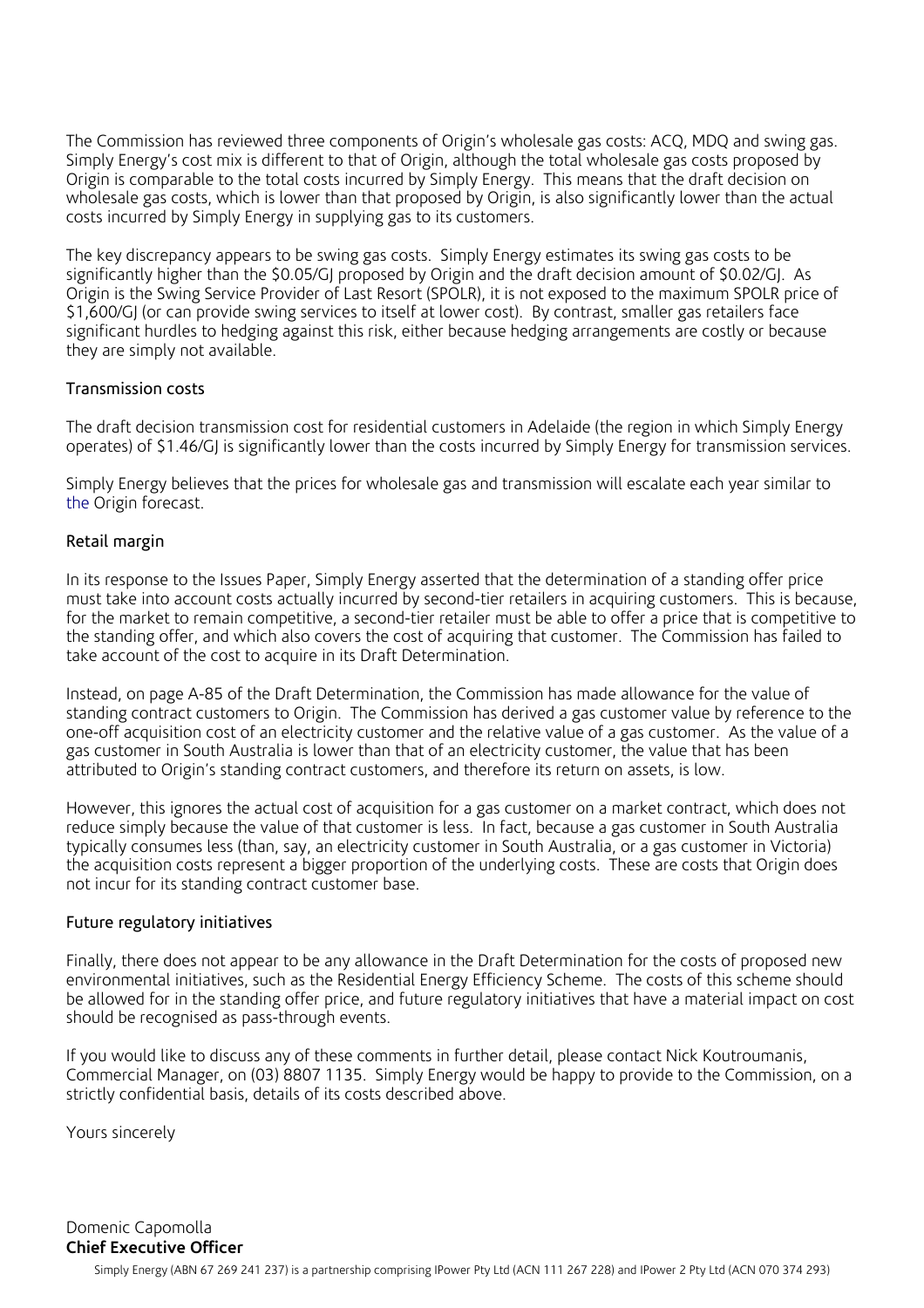The Commission has reviewed three components of Origin's wholesale gas costs: ACQ, MDQ and swing gas. Simply Energy's cost mix is different to that of Origin, although the total wholesale gas costs proposed by Origin is comparable to the total costs incurred by Simply Energy. This means that the draft decision on wholesale gas costs, which is lower than that proposed by Origin, is also significantly lower than the actual costs incurred by Simply Energy in supplying gas to its customers.

The key discrepancy appears to be swing gas costs. Simply Energy estimates its swing gas costs to be significantly higher than the $0.05/GJ proposed by Origin and the draft decision amount of $0.02/GJ. As Origin is the Swing Service Provider of Last Resort (SPOLR), it is not exposed to the maximum SPOLR price of $1,600/GJ (or can provide swing services to itself at lower cost). By contrast, smaller gas retailers face significant hurdles to hedging against this risk, either because hedging arrangements are costly or because they are simply not available.

### Transmission costs

The draft decision transmission cost for residential customers in Adelaide (the region in which Simply Energy operates) of $1.46/GJ is significantly lower than the costs incurred by Simply Energy for transmission services.

Simply Energy believes that the prices for wholesale gas and transmission will escalate each year similar to the Origin forecast.

### Retail margin

In its response to the Issues Paper, Simply Energy asserted that the determination of a standing offer price must take into account costs actually incurred by second-tier retailers in acquiring customers. This is because, for the market to remain competitive, a second-tier retailer must be able to offer a price that is competitive to the standing offer, and which also covers the cost of acquiring that customer. The Commission has failed to take account of the cost to acquire in its Draft Determination.

Instead, on page A-85 of the Draft Determination, the Commission has made allowance for the value of standing contract customers to Origin. The Commission has derived a gas customer value by reference to the one-off acquisition cost of an electricity customer and the relative value of a gas customer. As the value of a gas customer in South Australia is lower than that of an electricity customer, the value that has been attributed to Origin's standing contract customers, and therefore its return on assets, is low.

However, this ignores the actual cost of acquisition for a gas customer on a market contract, which does not reduce simply because the value of that customer is less. In fact, because a gas customer in South Australia typically consumes less (than, say, an electricity customer in South Australia, or a gas customer in Victoria) the acquisition costs represent a bigger proportion of the underlying costs. These are costs that Origin does not incur for its standing contract customer base.

### Future regulatory initiatives

Finally, there does not appear to be any allowance in the Draft Determination for the costs of proposed new environmental initiatives, such as the Residential Energy Efficiency Scheme. The costs of this scheme should be allowed for in the standing offer price, and future regulatory initiatives that have a material impact on cost should be recognised as pass-through events.

If you would like to discuss any of these comments in further detail, please contact Nick Koutroumanis, Commercial Manager, on (03) 8807 1135. Simply Energy would be happy to provide to the Commission, on a strictly confidential basis, details of its costs described above.

Yours sincerely

Domenic Capomolla
**Chief Executive Officer**

Simply Energy (ABN 67 269 241 237) is a partnership comprising IPower Pty Ltd (ACN 111 267 228) and IPower 2 Pty Ltd (ACN 070 374 293)